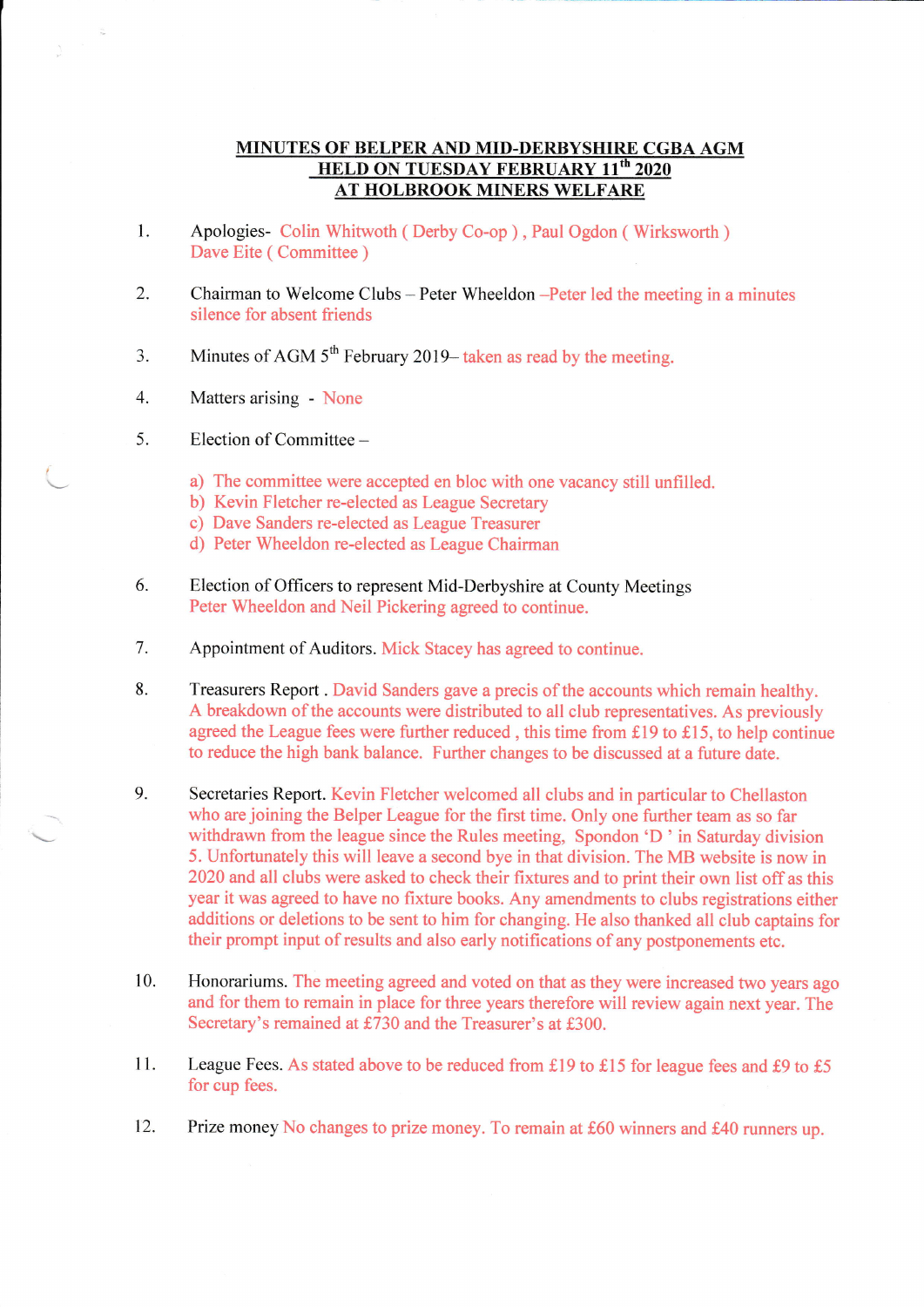# MINUTES OF BELPER AND MID-DERBYSHIRE CGBA AGM
## HELD ON TUESDAY FEBRUARY 11th 2020
## AT HOLBROOK MINERS WELFARE

1. Apologies- Colin Whitwoth ( Derby Co-op ) , Paul Ogdon ( Wirksworth )
   Dave Eite ( Committee )

2. Chairman to Welcome Clubs – Peter Wheeldon –Peter led the meeting in a minutes silence for absent friends

3. Minutes of AGM 5th February 2019– taken as read by the meeting.

4. Matters arising - None

5. Election of Committee –

   a) The committee were accepted en bloc with one vacancy still unfilled.
   b) Kevin Fletcher re-elected as League Secretary
   c) Dave Sanders re-elected as League Treasurer
   d) Peter Wheeldon re-elected as League Chairman

6. Election of Officers to represent Mid-Derbyshire at County Meetings
   Peter Wheeldon and Neil Pickering agreed to continue.

7. Appointment of Auditors. Mick Stacey has agreed to continue.

8. Treasurers Report . David Sanders gave a precis of the accounts which remain healthy. A breakdown of the accounts were distributed to all club representatives. As previously agreed the League fees were further reduced , this time from £19 to £15, to help continue to reduce the high bank balance. Further changes to be discussed at a future date.

9. Secretaries Report. Kevin Fletcher welcomed all clubs and in particular to Chellaston who are joining the Belper League for the first time. Only one further team as so far withdrawn from the league since the Rules meeting, Spondon 'D ' in Saturday division 5. Unfortunately this will leave a second bye in that division. The MB website is now in 2020 and all clubs were asked to check their fixtures and to print their own list off as this year it was agreed to have no fixture books. Any amendments to clubs registrations either additions or deletions to be sent to him for changing. He also thanked all club captains for their prompt input of results and also early notifications of any postponements etc.

10. Honorariums. The meeting agreed and voted on that as they were increased two years ago and for them to remain in place for three years therefore will review again next year. The Secretary's remained at £730 and the Treasurer's at £300.

11. League Fees. As stated above to be reduced from £19 to £15 for league fees and £9 to £5 for cup fees.

12. Prize money No changes to prize money. To remain at £60 winners and £40 runners up.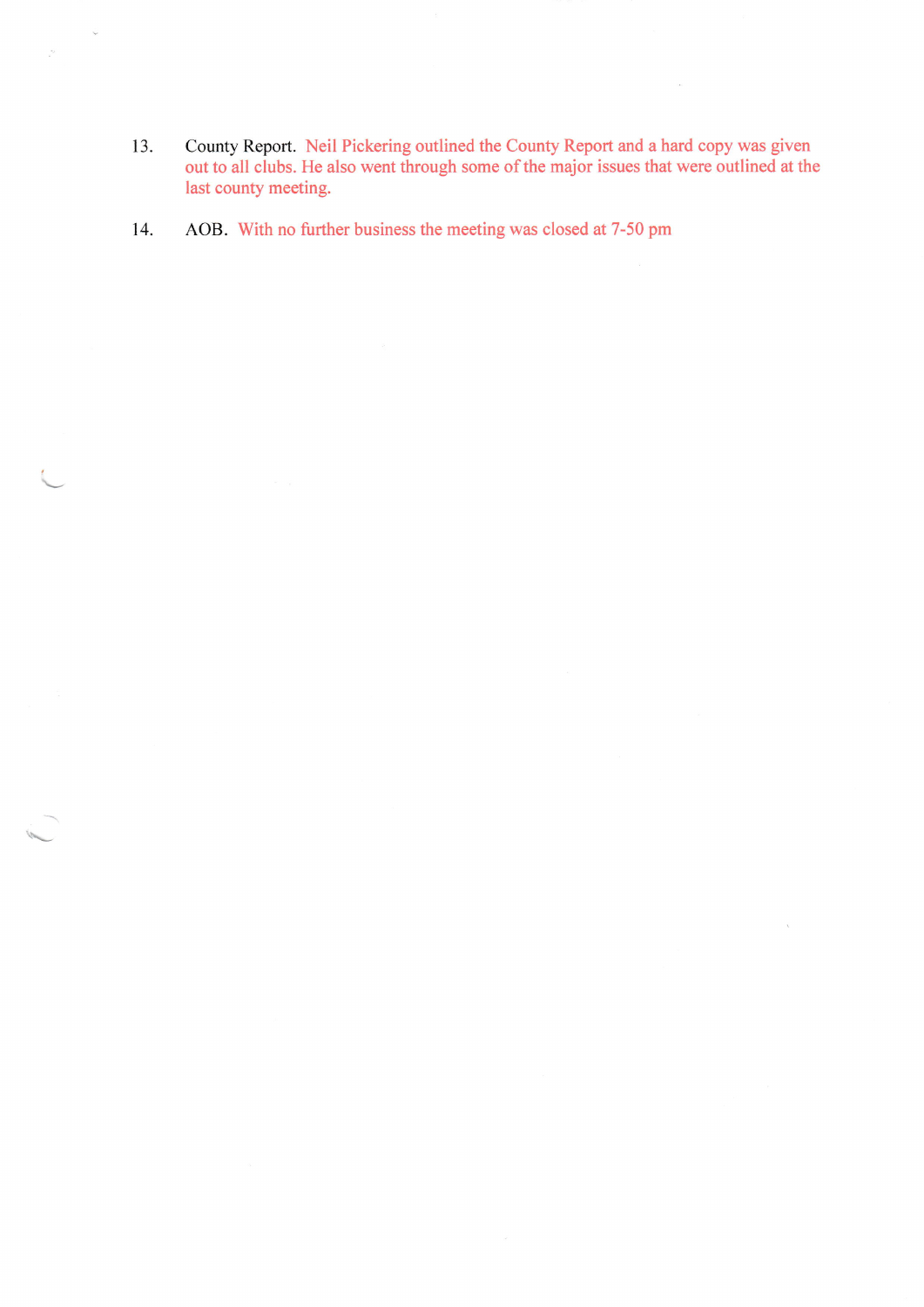13. County Report. Neil Pickering outlined the County Report and a hard copy was given out to all clubs. He also went through some of the major issues that were outlined at the last county meeting.

14. AOB. With no further business the meeting was closed at 7-50 pm